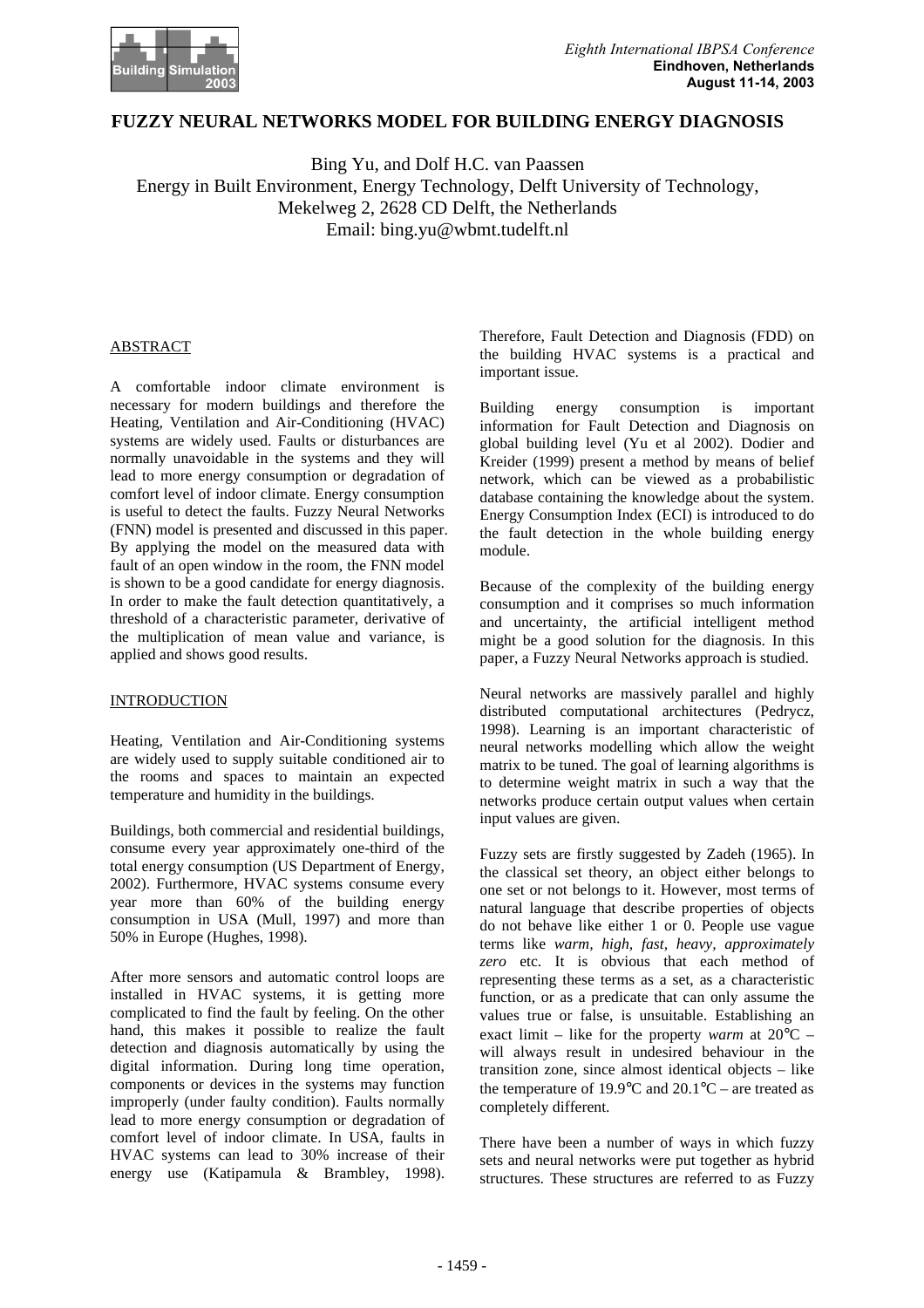# FUZZY NEURAL NETWORKS MODEL FOR BUILDING ENERGY DIAGNOSIS

Bing Yu, and Dolf H.C. van Paassen
Energy in Built Environment, Energy Technology, Delft University of Technology,
Mekelweg 2, 2628 CD Delft, the Netherlands
Email: bing.yu@wbmt.tudelft.nl

## ABSTRACT

A comfortable indoor climate environment is necessary for modern buildings and therefore the Heating, Ventilation and Air-Conditioning (HVAC) systems are widely used. Faults or disturbances are normally unavoidable in the systems and they will lead to more energy consumption or degradation of comfort level of indoor climate. Energy consumption is useful to detect the faults. Fuzzy Neural Networks (FNN) model is presented and discussed in this paper. By applying the model on the measured data with fault of an open window in the room, the FNN model is shown to be a good candidate for energy diagnosis. In order to make the fault detection quantitatively, a threshold of a characteristic parameter, derivative of the multiplication of mean value and variance, is applied and shows good results.

## INTRODUCTION

Heating, Ventilation and Air-Conditioning systems are widely used to supply suitable conditioned air to the rooms and spaces to maintain an expected temperature and humidity in the buildings.

Buildings, both commercial and residential buildings, consume every year approximately one-third of the total energy consumption (US Department of Energy, 2002). Furthermore, HVAC systems consume every year more than 60% of the building energy consumption in USA (Mull, 1997) and more than 50% in Europe (Hughes, 1998).

After more sensors and automatic control loops are installed in HVAC systems, it is getting more complicated to find the fault by feeling. On the other hand, this makes it possible to realize the fault detection and diagnosis automatically by using the digital information. During long time operation, components or devices in the systems may function improperly (under faulty condition). Faults normally lead to more energy consumption or degradation of comfort level of indoor climate. In USA, faults in HVAC systems can lead to 30% increase of their energy use (Katipamula & Brambley, 1998). Therefore, Fault Detection and Diagnosis (FDD) on the building HVAC systems is a practical and important issue.

Building energy consumption is important information for Fault Detection and Diagnosis on global building level (Yu et al 2002). Dodier and Kreider (1999) present a method by means of belief network, which can be viewed as a probabilistic database containing the knowledge about the system. Energy Consumption Index (ECI) is introduced to do the fault detection in the whole building energy module.

Because of the complexity of the building energy consumption and it comprises so much information and uncertainty, the artificial intelligent method might be a good solution for the diagnosis. In this paper, a Fuzzy Neural Networks approach is studied.

Neural networks are massively parallel and highly distributed computational architectures (Pedrycz, 1998). Learning is an important characteristic of neural networks modelling which allow the weight matrix to be tuned. The goal of learning algorithms is to determine weight matrix in such a way that the networks produce certain output values when certain input values are given.

Fuzzy sets are firstly suggested by Zadeh (1965). In the classical set theory, an object either belongs to one set or not belongs to it. However, most terms of natural language that describe properties of objects do not behave like either 1 or 0. People use vague terms like *warm, high, fast, heavy, approximately zero* etc. It is obvious that each method of representing these terms as a set, as a characteristic function, or as a predicate that can only assume the values true or false, is unsuitable. Establishing an exact limit – like for the property *warm* at 20°C – will always result in undesired behaviour in the transition zone, since almost identical objects – like the temperature of 19.9°C and 20.1°C – are treated as completely different.

There have been a number of ways in which fuzzy sets and neural networks were put together as hybrid structures. These structures are referred to as Fuzzy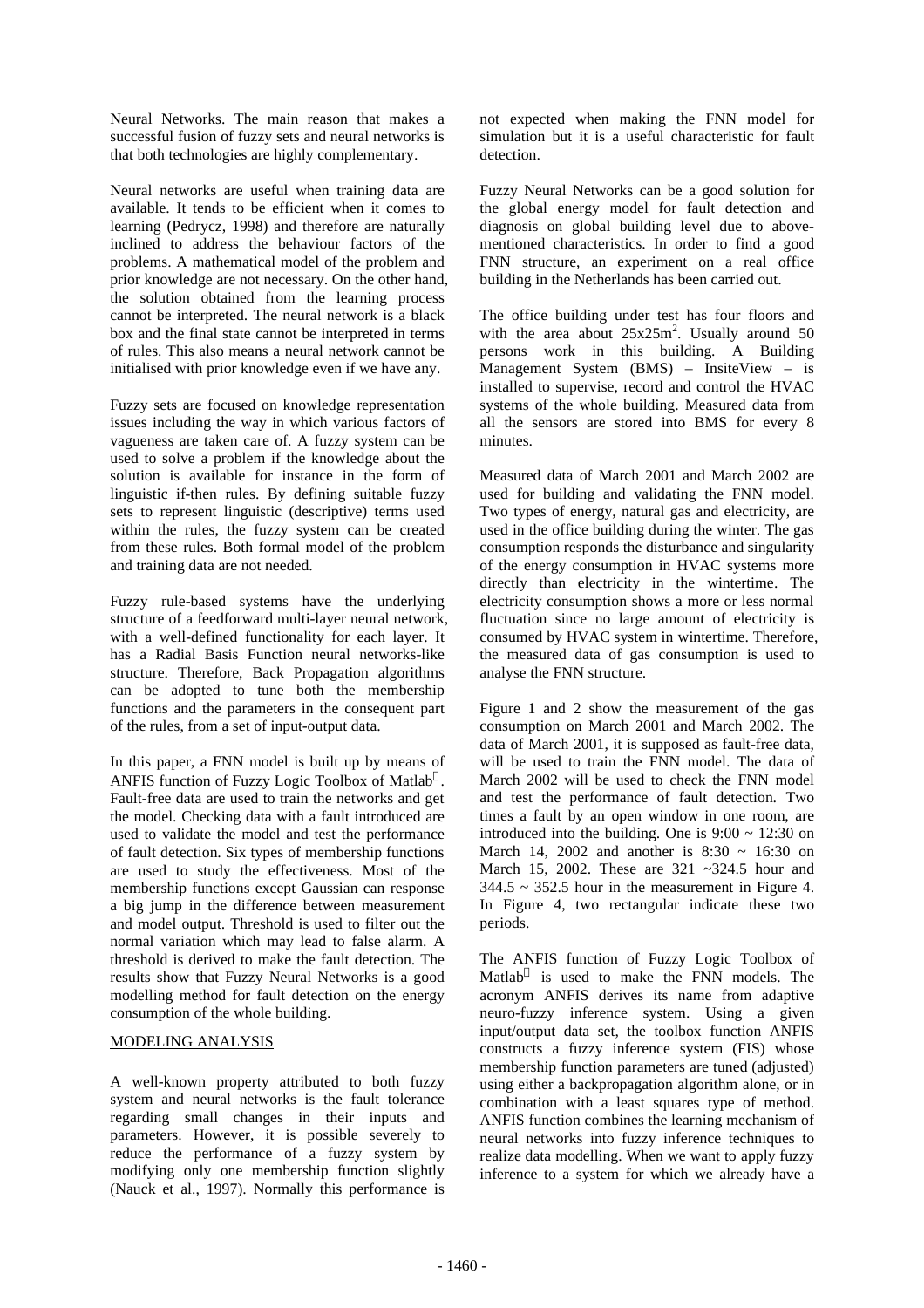Neural Networks. The main reason that makes a successful fusion of fuzzy sets and neural networks is that both technologies are highly complementary.

Neural networks are useful when training data are available. It tends to be efficient when it comes to learning (Pedrycz, 1998) and therefore are naturally inclined to address the behaviour factors of the problems. A mathematical model of the problem and prior knowledge are not necessary. On the other hand, the solution obtained from the learning process cannot be interpreted. The neural network is a black box and the final state cannot be interpreted in terms of rules. This also means a neural network cannot be initialised with prior knowledge even if we have any.

Fuzzy sets are focused on knowledge representation issues including the way in which various factors of vagueness are taken care of. A fuzzy system can be used to solve a problem if the knowledge about the solution is available for instance in the form of linguistic if-then rules. By defining suitable fuzzy sets to represent linguistic (descriptive) terms used within the rules, the fuzzy system can be created from these rules. Both formal model of the problem and training data are not needed.

Fuzzy rule-based systems have the underlying structure of a feedforward multi-layer neural network, with a well-defined functionality for each layer. It has a Radial Basis Function neural networks-like structure. Therefore, Back Propagation algorithms can be adopted to tune both the membership functions and the parameters in the consequent part of the rules, from a set of input-output data.

In this paper, a FNN model is built up by means of ANFIS function of Fuzzy Logic Toolbox of Matlab®. Fault-free data are used to train the networks and get the model. Checking data with a fault introduced are used to validate the model and test the performance of fault detection. Six types of membership functions are used to study the effectiveness. Most of the membership functions except Gaussian can response a big jump in the difference between measurement and model output. Threshold is used to filter out the normal variation which may lead to false alarm. A threshold is derived to make the fault detection. The results show that Fuzzy Neural Networks is a good modelling method for fault detection on the energy consumption of the whole building.

## MODELING ANALYSIS

A well-known property attributed to both fuzzy system and neural networks is the fault tolerance regarding small changes in their inputs and parameters. However, it is possible severely to reduce the performance of a fuzzy system by modifying only one membership function slightly (Nauck et al., 1997). Normally this performance is not expected when making the FNN model for simulation but it is a useful characteristic for fault detection.

Fuzzy Neural Networks can be a good solution for the global energy model for fault detection and diagnosis on global building level due to above-mentioned characteristics. In order to find a good FNN structure, an experiment on a real office building in the Netherlands has been carried out.

The office building under test has four floors and with the area about $25x25m^2$. Usually around 50 persons work in this building. A Building Management System (BMS) – InsiteView – is installed to supervise, record and control the HVAC systems of the whole building. Measured data from all the sensors are stored into BMS for every 8 minutes.

Measured data of March 2001 and March 2002 are used for building and validating the FNN model. Two types of energy, natural gas and electricity, are used in the office building during the winter. The gas consumption responds the disturbance and singularity of the energy consumption in HVAC systems more directly than electricity in the wintertime. The electricity consumption shows a more or less normal fluctuation since no large amount of electricity is consumed by HVAC system in wintertime. Therefore, the measured data of gas consumption is used to analyse the FNN structure.

Figure 1 and 2 show the measurement of the gas consumption on March 2001 and March 2002. The data of March 2001, it is supposed as fault-free data, will be used to train the FNN model. The data of March 2002 will be used to check the FNN model and test the performance of fault detection. Two times a fault by an open window in one room, are introduced into the building. One is 9:00 ~ 12:30 on March 14, 2002 and another is 8:30 ~ 16:30 on March 15, 2002. These are 321 ~324.5 hour and 344.5 ~ 352.5 hour in the measurement in Figure 4. In Figure 4, two rectangular indicate these two periods.

The ANFIS function of Fuzzy Logic Toolbox of Matlab® is used to make the FNN models. The acronym ANFIS derives its name from adaptive neuro-fuzzy inference system. Using a given input/output data set, the toolbox function ANFIS constructs a fuzzy inference system (FIS) whose membership function parameters are tuned (adjusted) using either a backpropagation algorithm alone, or in combination with a least squares type of method. ANFIS function combines the learning mechanism of neural networks into fuzzy inference techniques to realize data modelling. When we want to apply fuzzy inference to a system for which we already have a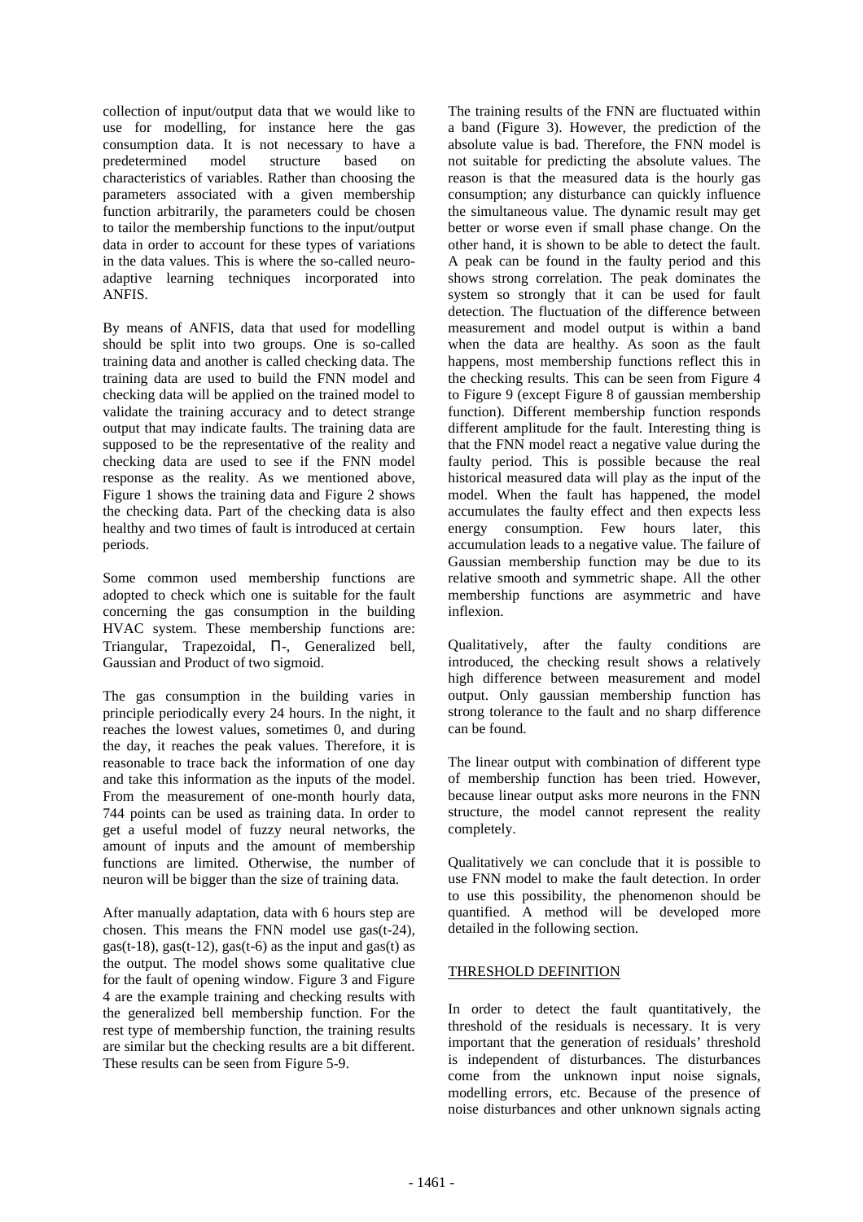collection of input/output data that we would like to use for modelling, for instance here the gas consumption data. It is not necessary to have a predetermined model structure based on characteristics of variables. Rather than choosing the parameters associated with a given membership function arbitrarily, the parameters could be chosen to tailor the membership functions to the input/output data in order to account for these types of variations in the data values. This is where the so-called neuro-adaptive learning techniques incorporated into ANFIS.

By means of ANFIS, data that used for modelling should be split into two groups. One is so-called training data and another is called checking data. The training data are used to build the FNN model and checking data will be applied on the trained model to validate the training accuracy and to detect strange output that may indicate faults. The training data are supposed to be the representative of the reality and checking data are used to see if the FNN model response as the reality. As we mentioned above, Figure 1 shows the training data and Figure 2 shows the checking data. Part of the checking data is also healthy and two times of fault is introduced at certain periods.

Some common used membership functions are adopted to check which one is suitable for the fault concerning the gas consumption in the building HVAC system. These membership functions are: Triangular, Trapezoidal, Π-, Generalized bell, Gaussian and Product of two sigmoid.

The gas consumption in the building varies in principle periodically every 24 hours. In the night, it reaches the lowest values, sometimes 0, and during the day, it reaches the peak values. Therefore, it is reasonable to trace back the information of one day and take this information as the inputs of the model. From the measurement of one-month hourly data, 744 points can be used as training data. In order to get a useful model of fuzzy neural networks, the amount of inputs and the amount of membership functions are limited. Otherwise, the number of neuron will be bigger than the size of training data.

After manually adaptation, data with 6 hours step are chosen. This means the FNN model use gas(t-24), gas(t-18), gas(t-12), gas(t-6) as the input and gas(t) as the output. The model shows some qualitative clue for the fault of opening window. Figure 3 and Figure 4 are the example training and checking results with the generalized bell membership function. For the rest type of membership function, the training results are similar but the checking results are a bit different. These results can be seen from Figure 5-9.

The training results of the FNN are fluctuated within a band (Figure 3). However, the prediction of the absolute value is bad. Therefore, the FNN model is not suitable for predicting the absolute values. The reason is that the measured data is the hourly gas consumption; any disturbance can quickly influence the simultaneous value. The dynamic result may get better or worse even if small phase change. On the other hand, it is shown to be able to detect the fault. A peak can be found in the faulty period and this shows strong correlation. The peak dominates the system so strongly that it can be used for fault detection. The fluctuation of the difference between measurement and model output is within a band when the data are healthy. As soon as the fault happens, most membership functions reflect this in the checking results. This can be seen from Figure 4 to Figure 9 (except Figure 8 of gaussian membership function). Different membership function responds different amplitude for the fault. Interesting thing is that the FNN model react a negative value during the faulty period. This is possible because the real historical measured data will play as the input of the model. When the fault has happened, the model accumulates the faulty effect and then expects less energy consumption. Few hours later, this accumulation leads to a negative value. The failure of Gaussian membership function may be due to its relative smooth and symmetric shape. All the other membership functions are asymmetric and have inflexion.

Qualitatively, after the faulty conditions are introduced, the checking result shows a relatively high difference between measurement and model output. Only gaussian membership function has strong tolerance to the fault and no sharp difference can be found.

The linear output with combination of different type of membership function has been tried. However, because linear output asks more neurons in the FNN structure, the model cannot represent the reality completely.

Qualitatively we can conclude that it is possible to use FNN model to make the fault detection. In order to use this possibility, the phenomenon should be quantified. A method will be developed more detailed in the following section.

## THRESHOLD DEFINITION

In order to detect the fault quantitatively, the threshold of the residuals is necessary. It is very important that the generation of residuals' threshold is independent of disturbances. The disturbances come from the unknown input noise signals, modelling errors, etc. Because of the presence of noise disturbances and other unknown signals acting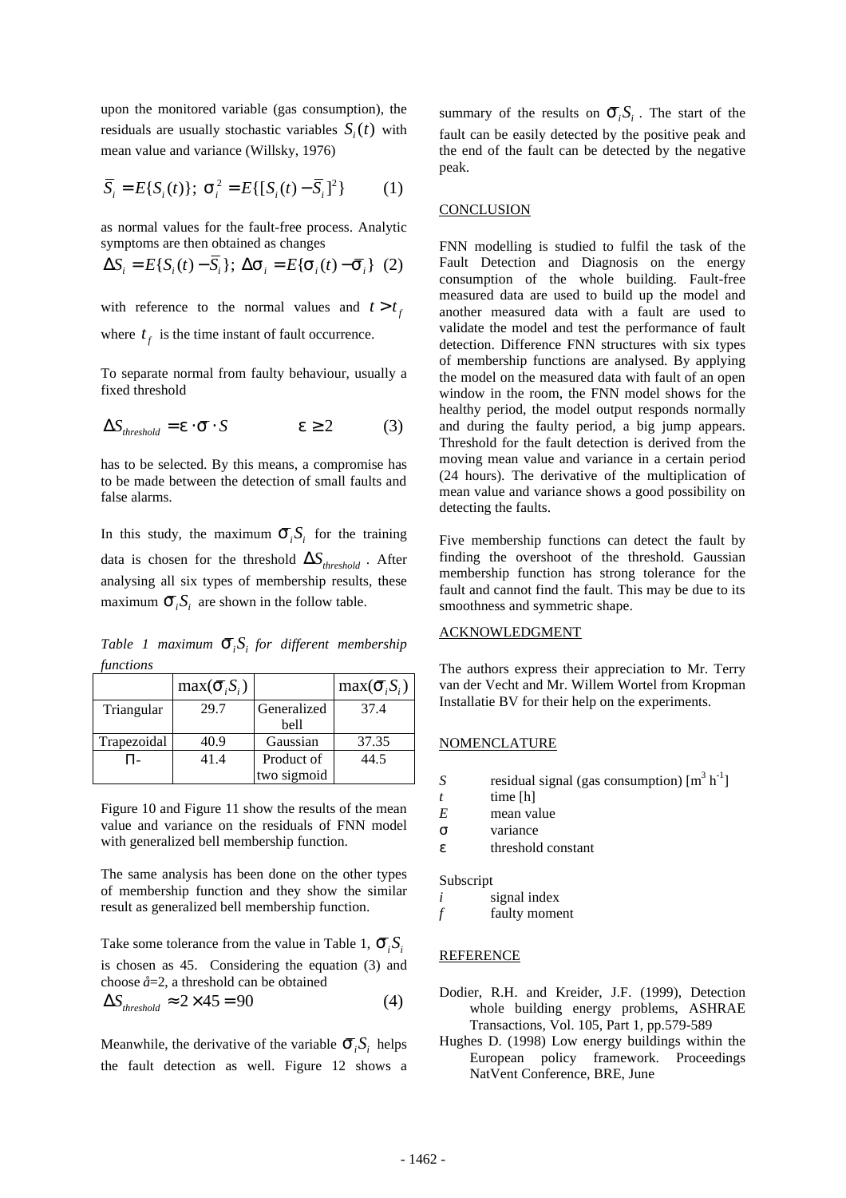upon the monitored variable (gas consumption), the residuals are usually stochastic variables $S_i(t)$ with mean value and variance (Willsky, 1976)

$$\overline{S}_i = E\{S_i(t)\};\ \sigma_i^2 = E\{[S_i(t) - \overline{S}_i]^2\} \qquad (1)$$

as normal values for the fault-free process. Analytic symptoms are then obtained as changes

$$\Delta S_i = E\{S_i(t) - \overline{S}_i\};\ \Delta\sigma_i = E\{\sigma_i(t) - \overline{\sigma}_i\} \quad (2)$$

with reference to the normal values and $t > t_f$ where $t_f$ is the time instant of fault occurrence.

To separate normal from faulty behaviour, usually a fixed threshold

$$\Delta S_{threshold} = \varepsilon \cdot \sigma \cdot S \qquad \varepsilon \geq 2 \qquad (3)$$

has to be selected. By this means, a compromise has to be made between the detection of small faults and false alarms.

In this study, the maximum $\sigma_i S_i$ for the training data is chosen for the threshold $\Delta S_{threshold}$. After analysing all six types of membership results, these maximum $\sigma_i S_i$ are shown in the follow table.

*Table 1 maximum $\sigma_i S_i$ for different membership functions*

| | $\max(\sigma_i S_i)$ | | $\max(\sigma_i S_i)$ |
|---|---|---|---|
| Triangular | 29.7 | Generalized bell | 37.4 |
| Trapezoidal | 40.9 | Gaussian | 37.35 |
| Π- | 41.4 | Product of two sigmoid | 44.5 |

Figure 10 and Figure 11 show the results of the mean value and variance on the residuals of FNN model with generalized bell membership function.

The same analysis has been done on the other types of membership function and they show the similar result as generalized bell membership function.

Take some tolerance from the value in Table 1, $\sigma_i S_i$ is chosen as 45. Considering the equation (3) and choose å=2, a threshold can be obtained

$$\Delta S_{threshold} \approx 2 \times 45 = 90 \qquad (4)$$

Meanwhile, the derivative of the variable $\sigma_i S_i$ helps the fault detection as well. Figure 12 shows a summary of the results on $\sigma_i S_i$. The start of the fault can be easily detected by the positive peak and the end of the fault can be detected by the negative peak.

## CONCLUSION

FNN modelling is studied to fulfil the task of the Fault Detection and Diagnosis on the energy consumption of the whole building. Fault-free measured data are used to build up the model and another measured data with a fault are used to validate the model and test the performance of fault detection. Difference FNN structures with six types of membership functions are analysed. By applying the model on the measured data with fault of an open window in the room, the FNN model shows for the healthy period, the model output responds normally and during the faulty period, a big jump appears. Threshold for the fault detection is derived from the moving mean value and variance in a certain period (24 hours). The derivative of the multiplication of mean value and variance shows a good possibility on detecting the faults.

Five membership functions can detect the fault by finding the overshoot of the threshold. Gaussian membership function has strong tolerance for the fault and cannot find the fault. This may be due to its smoothness and symmetric shape.

## ACKNOWLEDGMENT

The authors express their appreciation to Mr. Terry van der Vecht and Mr. Willem Wortel from Kropman Installatie BV for their help on the experiments.

## NOMENCLATURE

| | |
|---|---|
| $S$ | residual signal (gas consumption) $[m^3\ h^{-1}]$ |
| $t$ | time [h] |
| $E$ | mean value |
| $\sigma$ | variance |
| $\varepsilon$ | threshold constant |

Subscript

| | |
|---|---|
| $i$ | signal index |
| $f$ | faulty moment |

## REFERENCE

Dodier, R.H. and Kreider, J.F. (1999), Detection whole building energy problems, ASHRAE Transactions, Vol. 105, Part 1, pp.579-589

Hughes D. (1998) Low energy buildings within the European policy framework. Proceedings NatVent Conference, BRE, June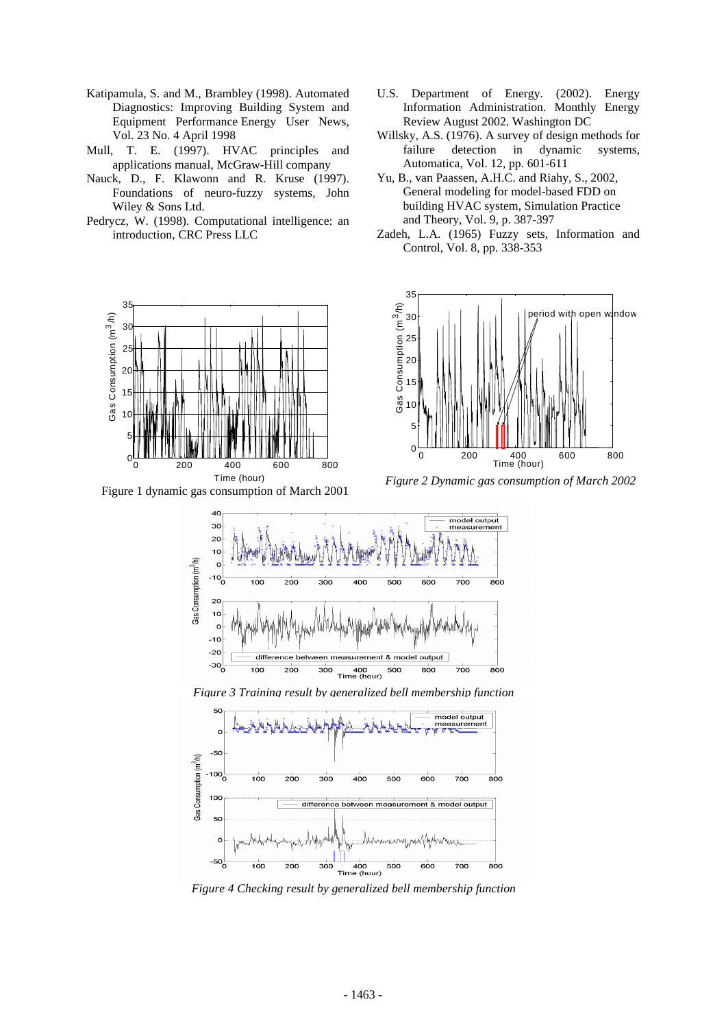Katipamula, S. and M., Brambley (1998). Automated Diagnostics: Improving Building System and Equipment Performance Energy User News, Vol. 23 No. 4 April 1998

Mull, T. E. (1997). HVAC principles and applications manual, McGraw-Hill company

Nauck, D., F. Klawonn and R. Kruse (1997). Foundations of neuro-fuzzy systems, John Wiley & Sons Ltd.

Pedrycz, W. (1998). Computational intelligence: an introduction, CRC Press LLC

U.S. Department of Energy. (2002). Energy Information Administration. Monthly Energy Review August 2002. Washington DC

Willsky, A.S. (1976). A survey of design methods for failure detection in dynamic systems, Automatica, Vol. 12, pp. 601-611

Yu, B., van Paassen, A.H.C. and Riahy, S., 2002, General modeling for model-based FDD on building HVAC system, Simulation Practice and Theory, Vol. 9, p. 387-397

Zadeh, L.A. (1965) Fuzzy sets, Information and Control, Vol. 8, pp. 338-353

Figure 1 dynamic gas consumption of March 2001

*Figure 2 Dynamic gas consumption of March 2002*

*Figure 3 Training result by generalized bell membership function*

*Figure 4 Checking result by generalized bell membership function*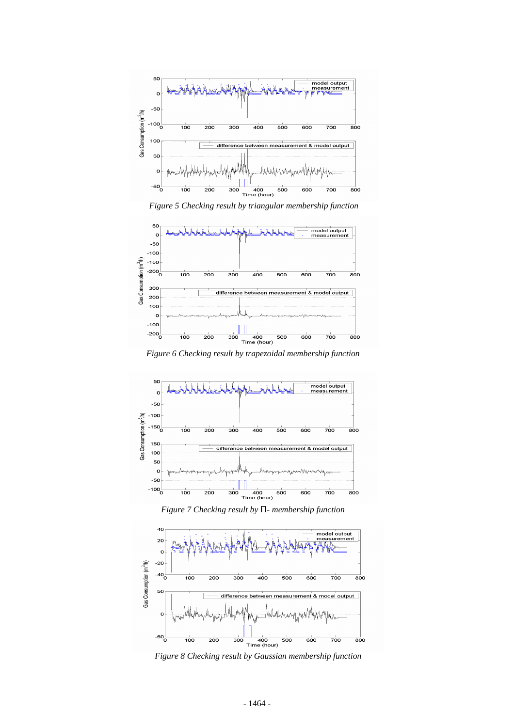*Figure 5 Checking result by triangular membership function*

*Figure 6 Checking result by trapezoidal membership function*

*Figure 7 Checking result by Π- membership function*

*Figure 8 Checking result by Gaussian membership function*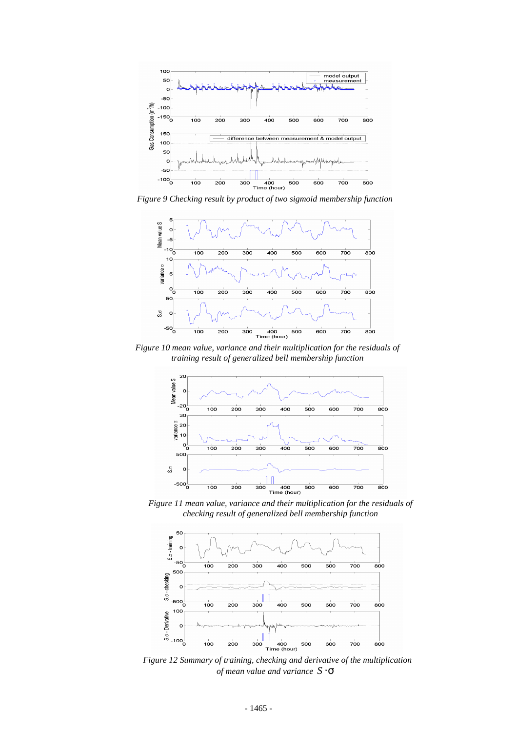model output
measurement

Gas Consumption ($m^3$/h)

100
50
0
-50
-100
-150

0 100 200 300 400 500 600 700 800

difference between measurement & model output

150
100
50
0
-50
-100

0 100 200 300 400 500 600 700 800

Time (hour)

*Figure 9 Checking result by product of two sigmoid membership function*

Mean value S

5
0
-5
-10

0 100 200 300 400 500 600 700 800

variance σ

10
5
0

0 100 200 300 400 500 600 700 800

S.σ

50
0
-50

0 100 200 300 400 500 600 700 800

Time (hour)

*Figure 10 mean value, variance and their multiplication for the residuals of training result of generalized bell membership function*

Mean value S

20
0
-20

0 100 200 300 400 500 600 700 800

variance σ

30
20
10
0

0 100 200 300 400 500 600 700 800

S.σ

500
0
-500

0 100 200 300 400 500 600 700 800

Time (hour)

*Figure 11 mean value, variance and their multiplication for the residuals of checking result of generalized bell membership function*

S.σ - training

50
0
-50

0 100 200 300 400 500 600 700 800

S.σ - checking

500
0
-500

0 100 200 300 400 500 600 700 800

S.σ - Derivative

100
0
-100

0 100 200 300 400 500 600 700 800

Time (hour)

*Figure 12 Summary of training, checking and derivative of the multiplication of mean value and variance* $S \cdot \sigma$